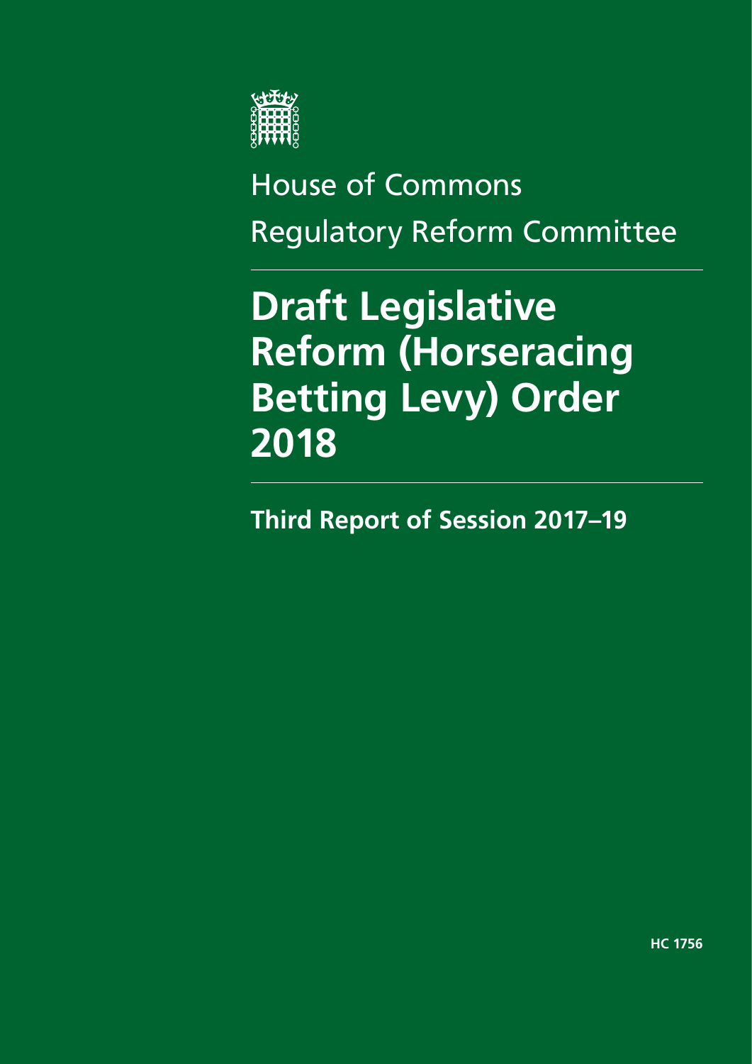House of Commons

Regulatory Reform Committee

# Draft Legislative Reform (Horseracing Betting Levy) Order 2018

**Third Report of Session 2017–19**

**HC 1756**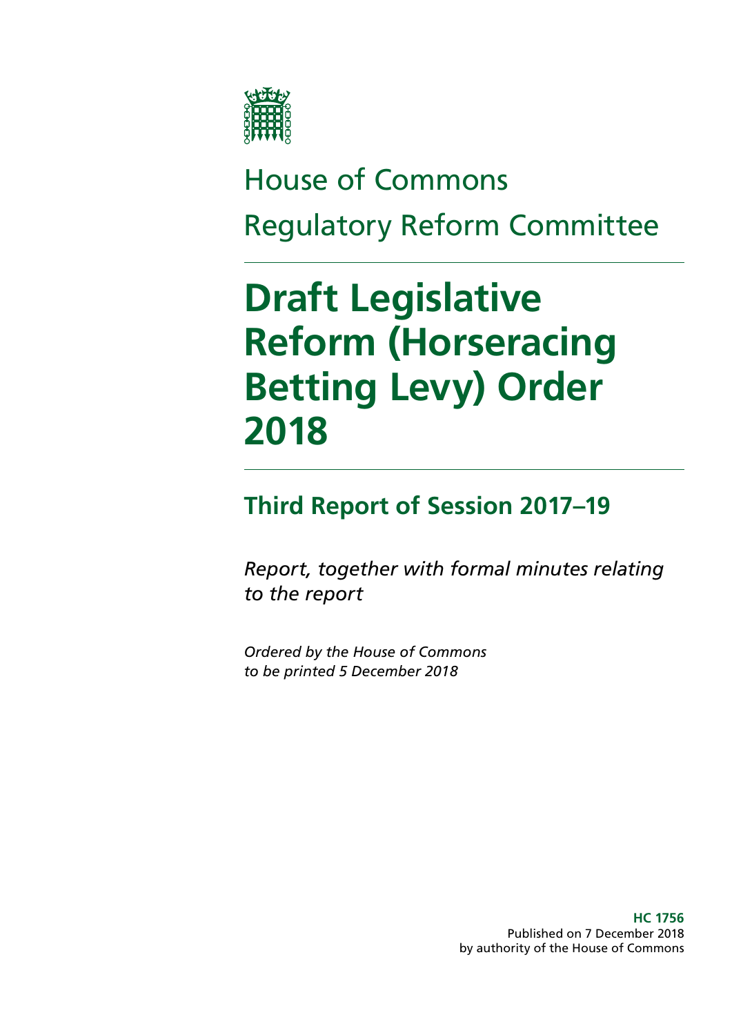House of Commons

Regulatory Reform Committee

# Draft Legislative Reform (Horseracing Betting Levy) Order 2018

## Third Report of Session 2017–19

*Report, together with formal minutes relating to the report*

*Ordered by the House of Commons to be printed 5 December 2018*

**HC 1756**
Published on 7 December 2018
by authority of the House of Commons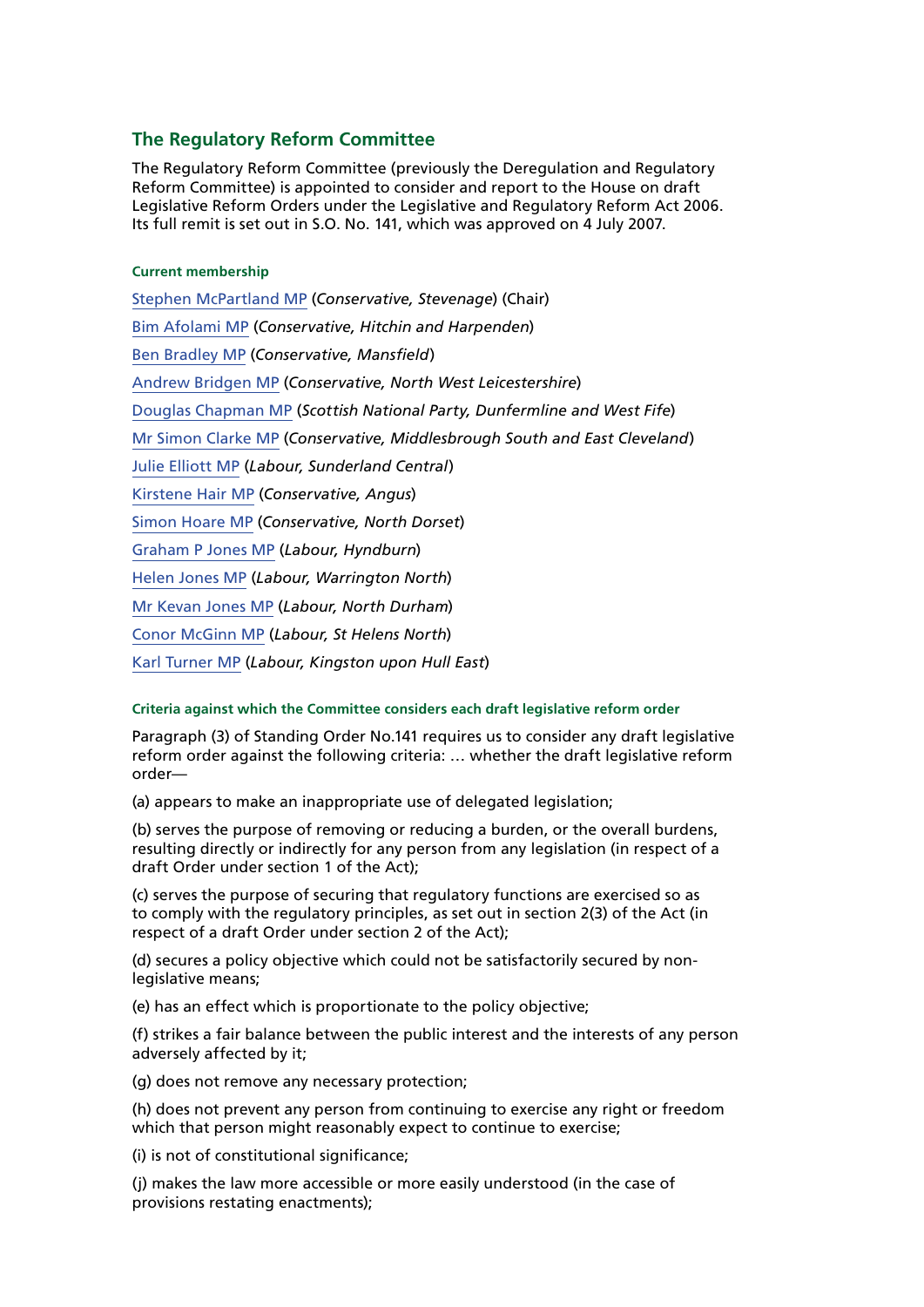## The Regulatory Reform Committee

The Regulatory Reform Committee (previously the Deregulation and Regulatory Reform Committee) is appointed to consider and report to the House on draft Legislative Reform Orders under the Legislative and Regulatory Reform Act 2006. Its full remit is set out in S.O. No. 141, which was approved on 4 July 2007.

#### Current membership

Stephen McPartland MP (*Conservative, Stevenage*) (Chair)

Bim Afolami MP (*Conservative, Hitchin and Harpenden*)

Ben Bradley MP (*Conservative, Mansfield*)

Andrew Bridgen MP (*Conservative, North West Leicestershire*)

Douglas Chapman MP (*Scottish National Party, Dunfermline and West Fife*)

Mr Simon Clarke MP (*Conservative, Middlesbrough South and East Cleveland*)

Julie Elliott MP (*Labour, Sunderland Central*)

Kirstene Hair MP (*Conservative, Angus*)

Simon Hoare MP (*Conservative, North Dorset*)

Graham P Jones MP (*Labour, Hyndburn*)

Helen Jones MP (*Labour, Warrington North*)

Mr Kevan Jones MP (*Labour, North Durham*)

Conor McGinn MP (*Labour, St Helens North*)

Karl Turner MP (*Labour, Kingston upon Hull East*)

#### Criteria against which the Committee considers each draft legislative reform order

Paragraph (3) of Standing Order No.141 requires us to consider any draft legislative reform order against the following criteria: … whether the draft legislative reform order—

(a) appears to make an inappropriate use of delegated legislation;

(b) serves the purpose of removing or reducing a burden, or the overall burdens, resulting directly or indirectly for any person from any legislation (in respect of a draft Order under section 1 of the Act);

(c) serves the purpose of securing that regulatory functions are exercised so as to comply with the regulatory principles, as set out in section 2(3) of the Act (in respect of a draft Order under section 2 of the Act);

(d) secures a policy objective which could not be satisfactorily secured by non-legislative means;

(e) has an effect which is proportionate to the policy objective;

(f) strikes a fair balance between the public interest and the interests of any person adversely affected by it;

(g) does not remove any necessary protection;

(h) does not prevent any person from continuing to exercise any right or freedom which that person might reasonably expect to continue to exercise;

(i) is not of constitutional significance;

(j) makes the law more accessible or more easily understood (in the case of provisions restating enactments);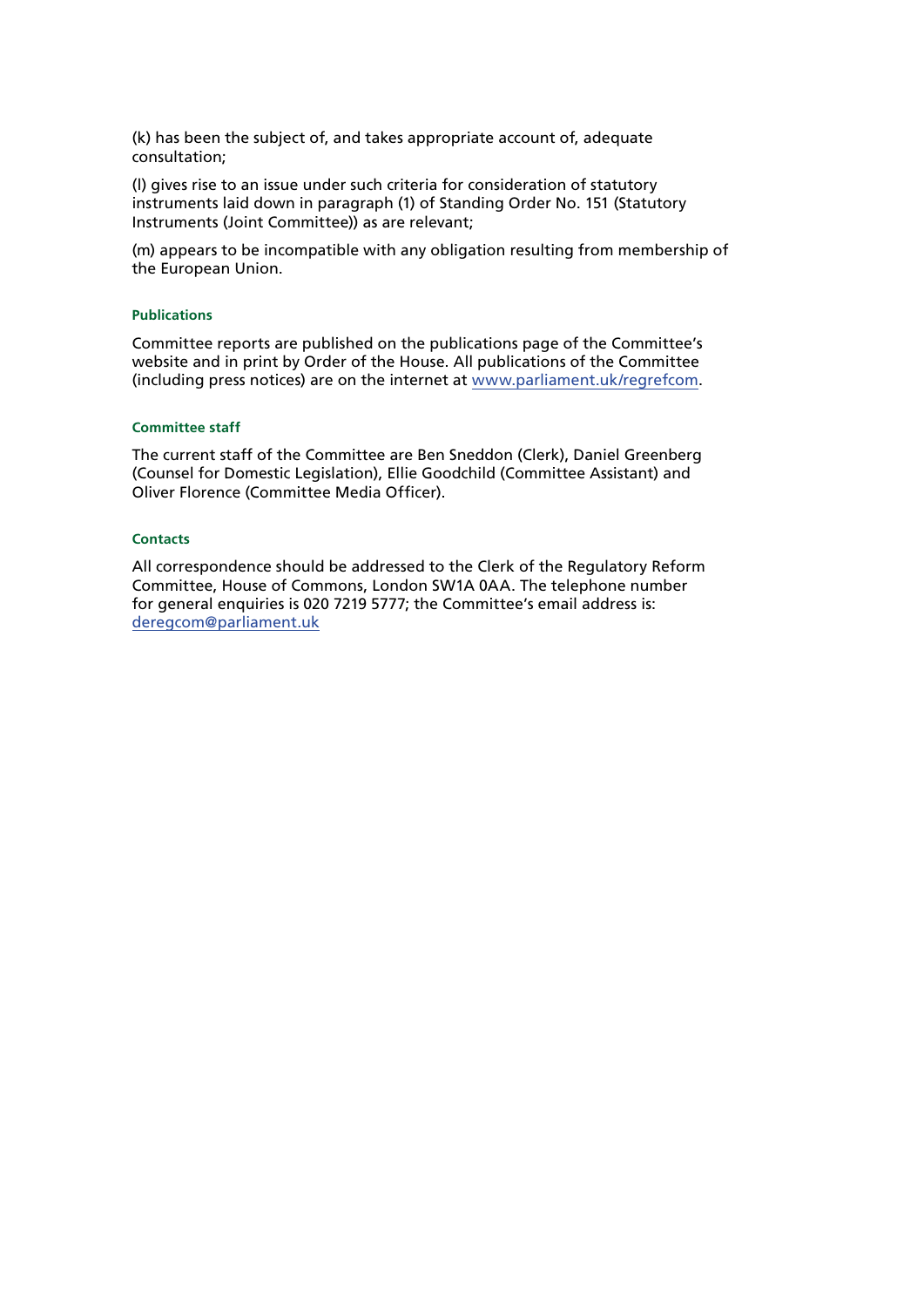(k) has been the subject of, and takes appropriate account of, adequate consultation;

(l) gives rise to an issue under such criteria for consideration of statutory instruments laid down in paragraph (1) of Standing Order No. 151 (Statutory Instruments (Joint Committee)) as are relevant;

(m) appears to be incompatible with any obligation resulting from membership of the European Union.

#### Publications

Committee reports are published on the publications page of the Committee's website and in print by Order of the House. All publications of the Committee (including press notices) are on the internet at www.parliament.uk/regrefcom.

#### Committee staff

The current staff of the Committee are Ben Sneddon (Clerk), Daniel Greenberg (Counsel for Domestic Legislation), Ellie Goodchild (Committee Assistant) and Oliver Florence (Committee Media Officer).

#### Contacts

All correspondence should be addressed to the Clerk of the Regulatory Reform Committee, House of Commons, London SW1A 0AA. The telephone number for general enquiries is 020 7219 5777; the Committee's email address is: deregcom@parliament.uk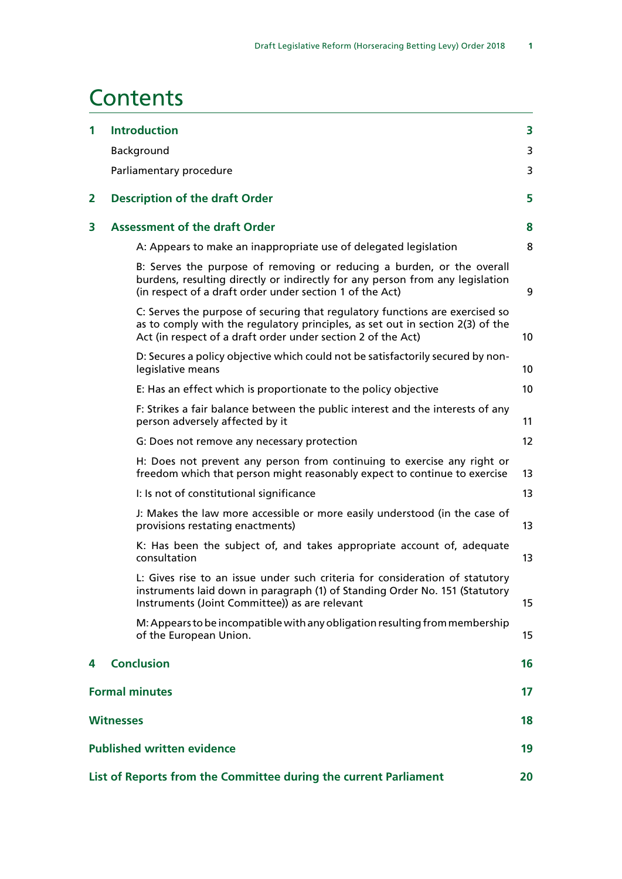# Contents

| | | |
|---|---|---|
| **1** | **Introduction** | **3** |
| | Background | 3 |
| | Parliamentary procedure | 3 |
| **2** | **Description of the draft Order** | **5** |
| **3** | **Assessment of the draft Order** | **8** |
| | A: Appears to make an inappropriate use of delegated legislation | 8 |
| | B: Serves the purpose of removing or reducing a burden, or the overall burdens, resulting directly or indirectly for any person from any legislation (in respect of a draft order under section 1 of the Act) | 9 |
| | C: Serves the purpose of securing that regulatory functions are exercised so as to comply with the regulatory principles, as set out in section 2(3) of the Act (in respect of a draft order under section 2 of the Act) | 10 |
| | D: Secures a policy objective which could not be satisfactorily secured by non-legislative means | 10 |
| | E: Has an effect which is proportionate to the policy objective | 10 |
| | F: Strikes a fair balance between the public interest and the interests of any person adversely affected by it | 11 |
| | G: Does not remove any necessary protection | 12 |
| | H: Does not prevent any person from continuing to exercise any right or freedom which that person might reasonably expect to continue to exercise | 13 |
| | I: Is not of constitutional significance | 13 |
| | J: Makes the law more accessible or more easily understood (in the case of provisions restating enactments) | 13 |
| | K: Has been the subject of, and takes appropriate account of, adequate consultation | 13 |
| | L: Gives rise to an issue under such criteria for consideration of statutory instruments laid down in paragraph (1) of Standing Order No. 151 (Statutory Instruments (Joint Committee)) as are relevant | 15 |
| | M: Appears to be incompatible with any obligation resulting from membership of the European Union. | 15 |
| **4** | **Conclusion** | **16** |
| **Formal minutes** | | **17** |
| **Witnesses** | | **18** |
| **Published written evidence** | | **19** |
| **List of Reports from the Committee during the current Parliament** | | **20** |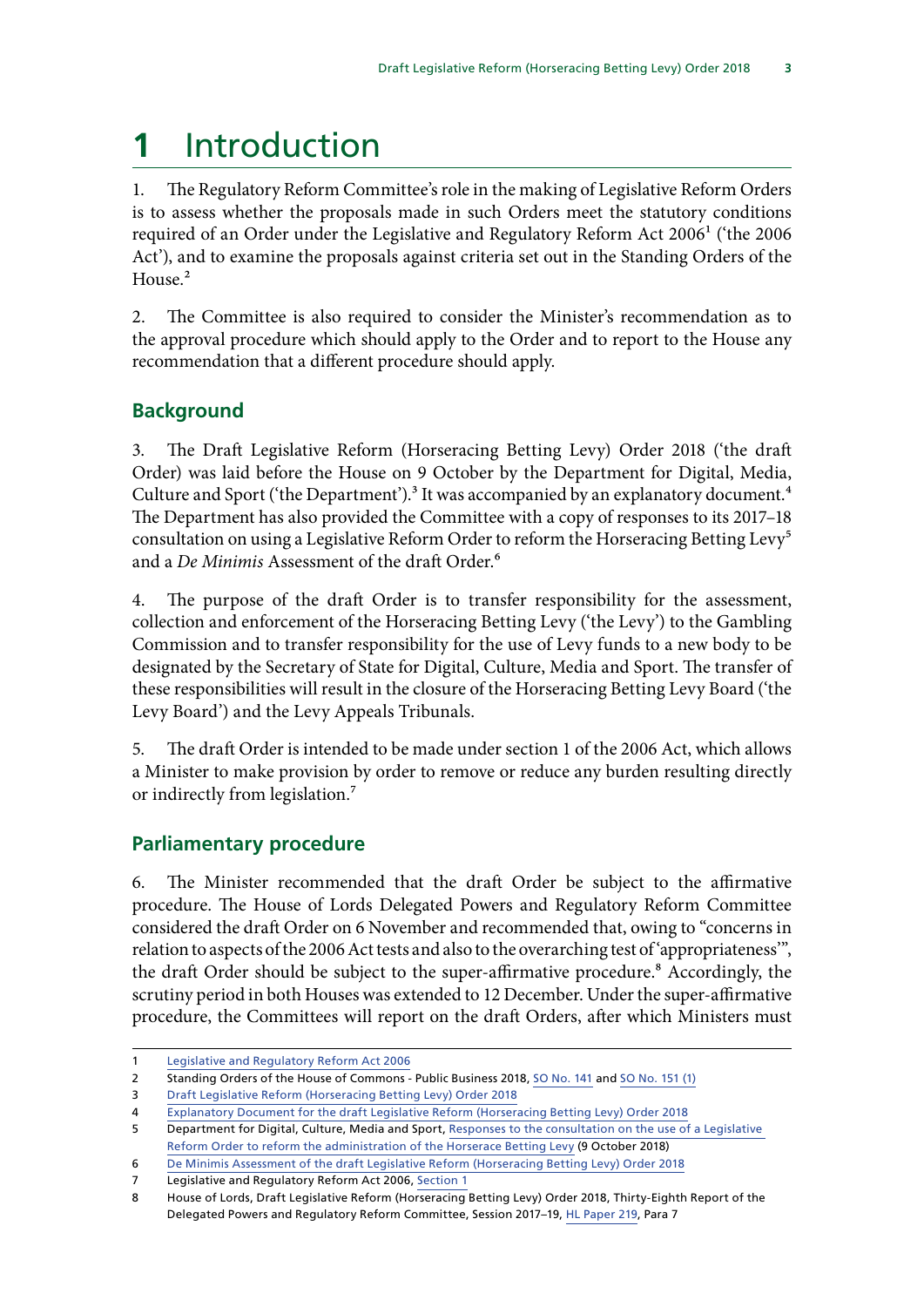# 1 Introduction

1. The Regulatory Reform Committee's role in the making of Legislative Reform Orders is to assess whether the proposals made in such Orders meet the statutory conditions required of an Order under the Legislative and Regulatory Reform Act 2006[1] ('the 2006 Act'), and to examine the proposals against criteria set out in the Standing Orders of the House.[2]

2. The Committee is also required to consider the Minister's recommendation as to the approval procedure which should apply to the Order and to report to the House any recommendation that a different procedure should apply.

## Background

3. The Draft Legislative Reform (Horseracing Betting Levy) Order 2018 ('the draft Order) was laid before the House on 9 October by the Department for Digital, Media, Culture and Sport ('the Department').[3] It was accompanied by an explanatory document.[4] The Department has also provided the Committee with a copy of responses to its 2017–18 consultation on using a Legislative Reform Order to reform the Horseracing Betting Levy[5] and a *De Minimis* Assessment of the draft Order.[6]

4. The purpose of the draft Order is to transfer responsibility for the assessment, collection and enforcement of the Horseracing Betting Levy ('the Levy') to the Gambling Commission and to transfer responsibility for the use of Levy funds to a new body to be designated by the Secretary of State for Digital, Culture, Media and Sport. The transfer of these responsibilities will result in the closure of the Horseracing Betting Levy Board ('the Levy Board') and the Levy Appeals Tribunals.

5. The draft Order is intended to be made under section 1 of the 2006 Act, which allows a Minister to make provision by order to remove or reduce any burden resulting directly or indirectly from legislation.[7]

## Parliamentary procedure

6. The Minister recommended that the draft Order be subject to the affirmative procedure. The House of Lords Delegated Powers and Regulatory Reform Committee considered the draft Order on 6 November and recommended that, owing to "concerns in relation to aspects of the 2006 Act tests and also to the overarching test of 'appropriateness'", the draft Order should be subject to the super-affirmative procedure.[8] Accordingly, the scrutiny period in both Houses was extended to 12 December. Under the super-affirmative procedure, the Committees will report on the draft Orders, after which Ministers must

---

1 Legislative and Regulatory Reform Act 2006

2 Standing Orders of the House of Commons - Public Business 2018, SO No. 141 and SO No. 151 (1)

3 Draft Legislative Reform (Horseracing Betting Levy) Order 2018

4 Explanatory Document for the draft Legislative Reform (Horseracing Betting Levy) Order 2018

5 Department for Digital, Culture, Media and Sport, Responses to the consultation on the use of a Legislative Reform Order to reform the administration of the Horserace Betting Levy (9 October 2018)

6 De Minimis Assessment of the draft Legislative Reform (Horseracing Betting Levy) Order 2018

7 Legislative and Regulatory Reform Act 2006, Section 1

8 House of Lords, Draft Legislative Reform (Horseracing Betting Levy) Order 2018, Thirty-Eighth Report of the Delegated Powers and Regulatory Reform Committee, Session 2017–19, HL Paper 219, Para 7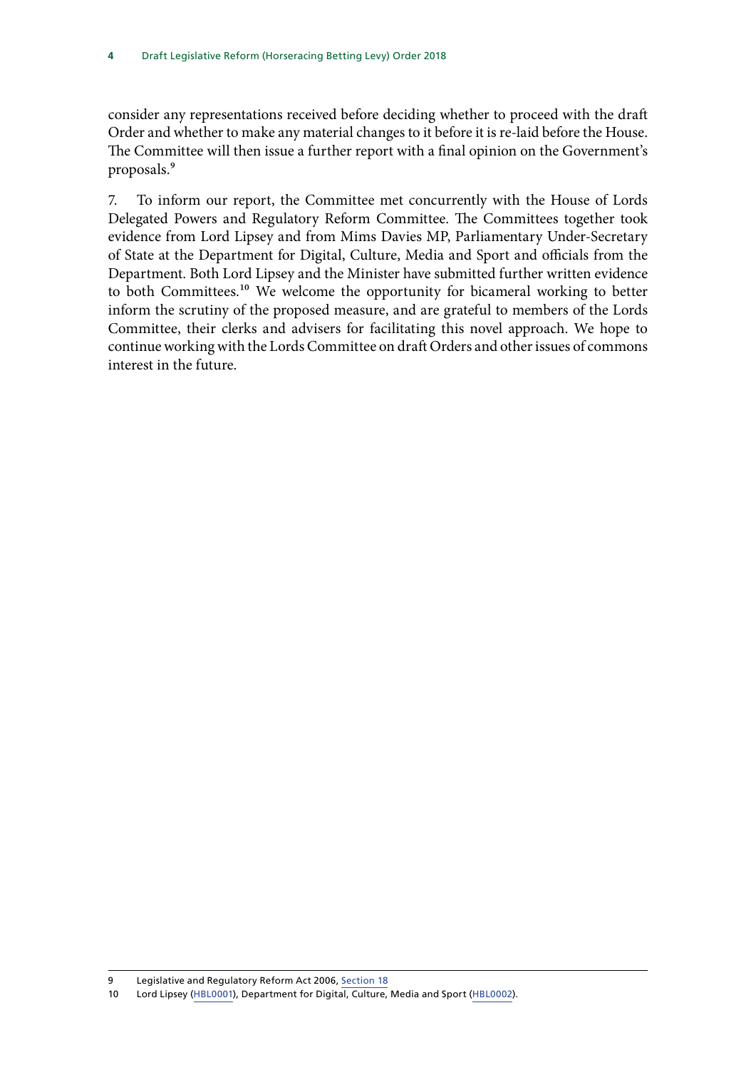consider any representations received before deciding whether to proceed with the draft Order and whether to make any material changes to it before it is re-laid before the House. The Committee will then issue a further report with a final opinion on the Government's proposals.[9]

7. To inform our report, the Committee met concurrently with the House of Lords Delegated Powers and Regulatory Reform Committee. The Committees together took evidence from Lord Lipsey and from Mims Davies MP, Parliamentary Under-Secretary of State at the Department for Digital, Culture, Media and Sport and officials from the Department. Both Lord Lipsey and the Minister have submitted further written evidence to both Committees.[10] We welcome the opportunity for bicameral working to better inform the scrutiny of the proposed measure, and are grateful to members of the Lords Committee, their clerks and advisers for facilitating this novel approach. We hope to continue working with the Lords Committee on draft Orders and other issues of commons interest in the future.

9 Legislative and Regulatory Reform Act 2006, Section 18

10 Lord Lipsey (HBL0001), Department for Digital, Culture, Media and Sport (HBL0002).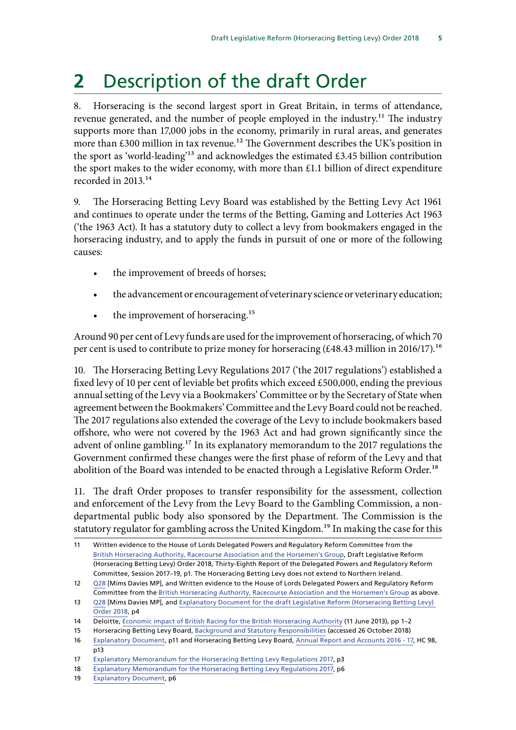# 2 Description of the draft Order

8. Horseracing is the second largest sport in Great Britain, in terms of attendance, revenue generated, and the number of people employed in the industry.[11] The industry supports more than 17,000 jobs in the economy, primarily in rural areas, and generates more than £300 million in tax revenue.[12] The Government describes the UK's position in the sport as 'world-leading'[13] and acknowledges the estimated £3.45 billion contribution the sport makes to the wider economy, with more than £1.1 billion of direct expenditure recorded in 2013.[14]

9. The Horseracing Betting Levy Board was established by the Betting Levy Act 1961 and continues to operate under the terms of the Betting, Gaming and Lotteries Act 1963 ('the 1963 Act). It has a statutory duty to collect a levy from bookmakers engaged in the horseracing industry, and to apply the funds in pursuit of one or more of the following causes:

- the improvement of breeds of horses;
- the advancement or encouragement of veterinary science or veterinary education;
- the improvement of horseracing.[15]

Around 90 per cent of Levy funds are used for the improvement of horseracing, of which 70 per cent is used to contribute to prize money for horseracing (£48.43 million in 2016/17).[16]

10. The Horseracing Betting Levy Regulations 2017 ('the 2017 regulations') established a fixed levy of 10 per cent of leviable bet profits which exceed £500,000, ending the previous annual setting of the Levy via a Bookmakers' Committee or by the Secretary of State when agreement between the Bookmakers' Committee and the Levy Board could not be reached. The 2017 regulations also extended the coverage of the Levy to include bookmakers based offshore, who were not covered by the 1963 Act and had grown significantly since the advent of online gambling.[17] In its explanatory memorandum to the 2017 regulations the Government confirmed these changes were the first phase of reform of the Levy and that abolition of the Board was intended to be enacted through a Legislative Reform Order.[18]

11. The draft Order proposes to transfer responsibility for the assessment, collection and enforcement of the Levy from the Levy Board to the Gambling Commission, a non-departmental public body also sponsored by the Department. The Commission is the statutory regulator for gambling across the United Kingdom.[19] In making the case for this

---

11 Written evidence to the House of Lords Delegated Powers and Regulatory Reform Committee from the British Horseracing Authority, Racecourse Association and the Horsemen's Group, Draft Legislative Reform (Horseracing Betting Levy) Order 2018, Thirty-Eighth Report of the Delegated Powers and Regulatory Reform Committee, Session 2017–19, p1. The Horseracing Betting Levy does not extend to Northern Ireland.

12 Q28 [Mims Davies MP], and Written evidence to the House of Lords Delegated Powers and Regulatory Reform Committee from the British Horseracing Authority, Racecourse Association and the Horsemen's Group as above.

13 Q28 [Mims Davies MP], and Explanatory Document for the draft Legislative Reform (Horseracing Betting Levy) Order 2018, p4

14 Deloitte, Economic impact of British Racing for the British Horseracing Authority (11 June 2013), pp 1–2

15 Horseracing Betting Levy Board, Background and Statutory Responsibilities (accessed 26 October 2018)

16 Explanatory Document, p11 and Horseracing Betting Levy Board, Annual Report and Accounts 2016 - 17, HC 98, p13

17 Explanatory Memorandum for the Horseracing Betting Levy Regulations 2017, p3

18 Explanatory Memorandum for the Horseracing Betting Levy Regulations 2017, p6

19 Explanatory Document, p6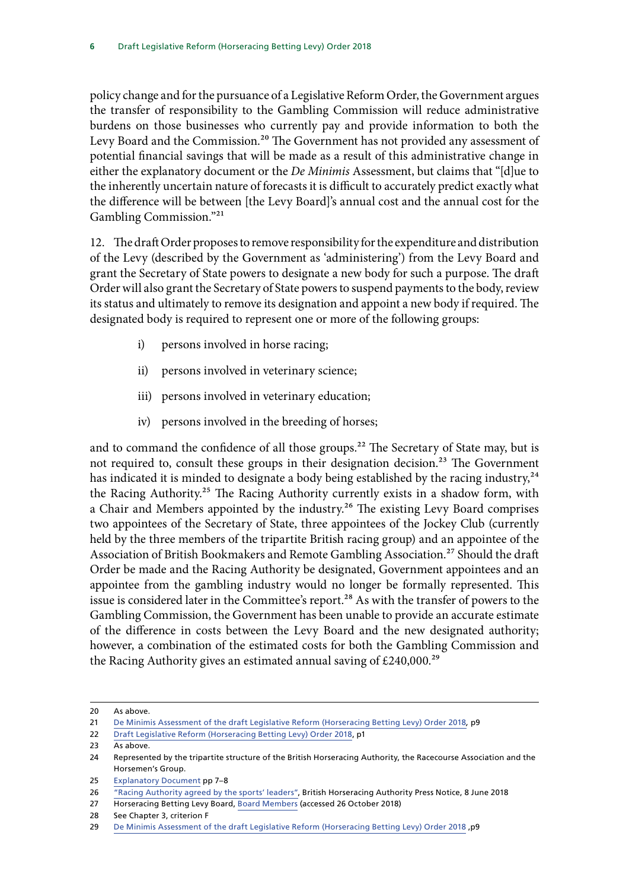policy change and for the pursuance of a Legislative Reform Order, the Government argues the transfer of responsibility to the Gambling Commission will reduce administrative burdens on those businesses who currently pay and provide information to both the Levy Board and the Commission.[20] The Government has not provided any assessment of potential financial savings that will be made as a result of this administrative change in either the explanatory document or the *De Minimis* Assessment, but claims that "[d]ue to the inherently uncertain nature of forecasts it is difficult to accurately predict exactly what the difference will be between [the Levy Board]'s annual cost and the annual cost for the Gambling Commission."[21]

12. The draft Order proposes to remove responsibility for the expenditure and distribution of the Levy (described by the Government as 'administering') from the Levy Board and grant the Secretary of State powers to designate a new body for such a purpose. The draft Order will also grant the Secretary of State powers to suspend payments to the body, review its status and ultimately to remove its designation and appoint a new body if required. The designated body is required to represent one or more of the following groups:

i) persons involved in horse racing;

ii) persons involved in veterinary science;

iii) persons involved in veterinary education;

iv) persons involved in the breeding of horses;

and to command the confidence of all those groups.[22] The Secretary of State may, but is not required to, consult these groups in their designation decision.[23] The Government has indicated it is minded to designate a body being established by the racing industry,[24] the Racing Authority.[25] The Racing Authority currently exists in a shadow form, with a Chair and Members appointed by the industry.[26] The existing Levy Board comprises two appointees of the Secretary of State, three appointees of the Jockey Club (currently held by the three members of the tripartite British racing group) and an appointee of the Association of British Bookmakers and Remote Gambling Association.[27] Should the draft Order be made and the Racing Authority be designated, Government appointees and an appointee from the gambling industry would no longer be formally represented. This issue is considered later in the Committee's report.[28] As with the transfer of powers to the Gambling Commission, the Government has been unable to provide an accurate estimate of the difference in costs between the Levy Board and the new designated authority; however, a combination of the estimated costs for both the Gambling Commission and the Racing Authority gives an estimated annual saving of £240,000.[29]

---

20 As above.

21 De Minimis Assessment of the draft Legislative Reform (Horseracing Betting Levy) Order 2018, p9

22 Draft Legislative Reform (Horseracing Betting Levy) Order 2018, p1

23 As above.

24 Represented by the tripartite structure of the British Horseracing Authority, the Racecourse Association and the Horsemen's Group.

25 Explanatory Document pp 7–8

26 "Racing Authority agreed by the sports' leaders", British Horseracing Authority Press Notice, 8 June 2018

27 Horseracing Betting Levy Board, Board Members (accessed 26 October 2018)

28 See Chapter 3, criterion F

29 De Minimis Assessment of the draft Legislative Reform (Horseracing Betting Levy) Order 2018 ,p9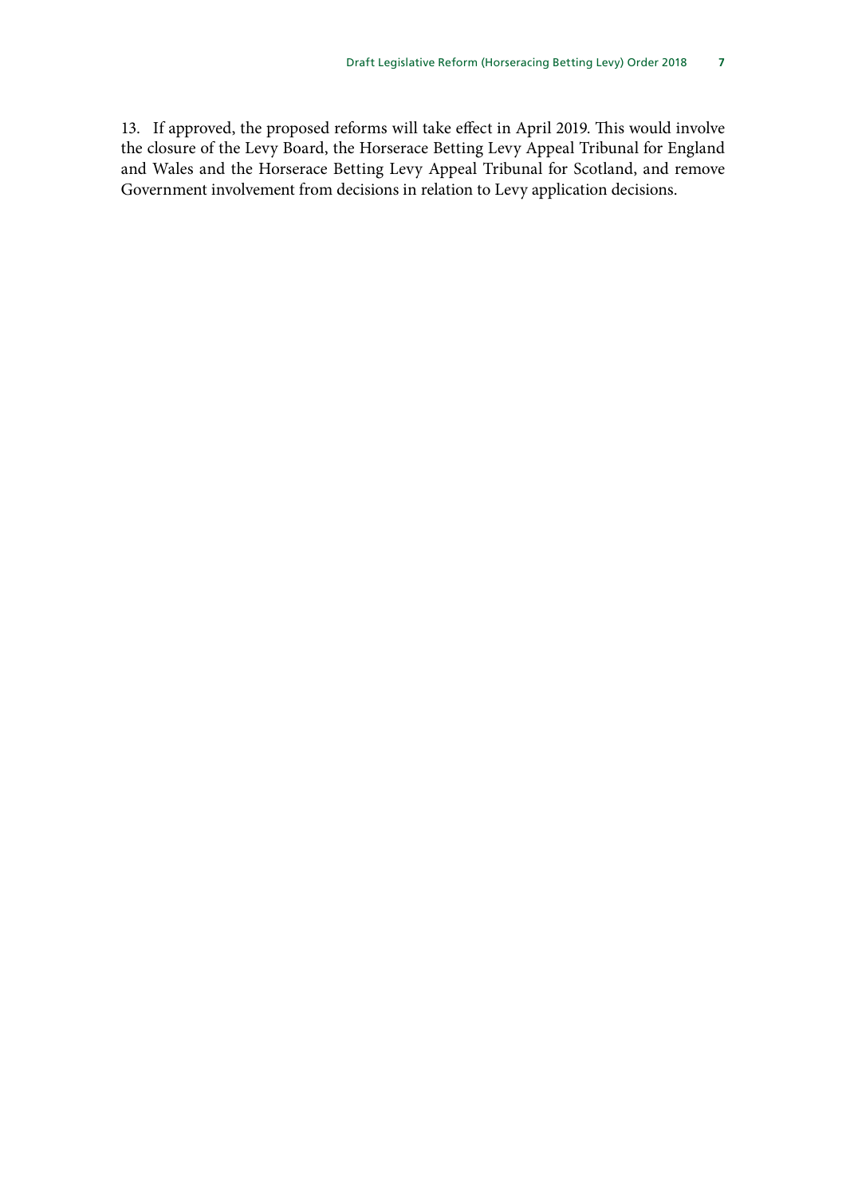13. If approved, the proposed reforms will take effect in April 2019. This would involve the closure of the Levy Board, the Horserace Betting Levy Appeal Tribunal for England and Wales and the Horserace Betting Levy Appeal Tribunal for Scotland, and remove Government involvement from decisions in relation to Levy application decisions.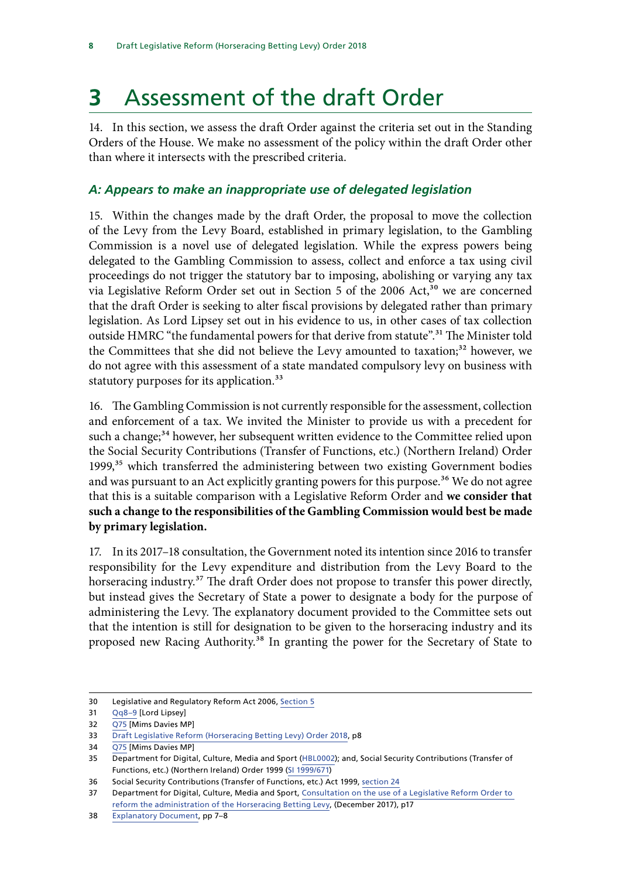# 3 Assessment of the draft Order

14. In this section, we assess the draft Order against the criteria set out in the Standing Orders of the House. We make no assessment of the policy within the draft Order other than where it intersects with the prescribed criteria.

### *A: Appears to make an inappropriate use of delegated legislation*

15. Within the changes made by the draft Order, the proposal to move the collection of the Levy from the Levy Board, established in primary legislation, to the Gambling Commission is a novel use of delegated legislation. While the express powers being delegated to the Gambling Commission to assess, collect and enforce a tax using civil proceedings do not trigger the statutory bar to imposing, abolishing or varying any tax via Legislative Reform Order set out in Section 5 of the 2006 Act,[30] we are concerned that the draft Order is seeking to alter fiscal provisions by delegated rather than primary legislation. As Lord Lipsey set out in his evidence to us, in other cases of tax collection outside HMRC "the fundamental powers for that derive from statute".[31] The Minister told the Committees that she did not believe the Levy amounted to taxation;[32] however, we do not agree with this assessment of a state mandated compulsory levy on business with statutory purposes for its application.[33]

16. The Gambling Commission is not currently responsible for the assessment, collection and enforcement of a tax. We invited the Minister to provide us with a precedent for such a change;[34] however, her subsequent written evidence to the Committee relied upon the Social Security Contributions (Transfer of Functions, etc.) (Northern Ireland) Order 1999,[35] which transferred the administering between two existing Government bodies and was pursuant to an Act explicitly granting powers for this purpose.[36] We do not agree that this is a suitable comparison with a Legislative Reform Order and **we consider that such a change to the responsibilities of the Gambling Commission would best be made by primary legislation.**

17. In its 2017–18 consultation, the Government noted its intention since 2016 to transfer responsibility for the Levy expenditure and distribution from the Levy Board to the horseracing industry.[37] The draft Order does not propose to transfer this power directly, but instead gives the Secretary of State a power to designate a body for the purpose of administering the Levy. The explanatory document provided to the Committee sets out that the intention is still for designation to be given to the horseracing industry and its proposed new Racing Authority.[38] In granting the power for the Secretary of State to

---

30 Legislative and Regulatory Reform Act 2006, Section 5

31 Qq8–9 [Lord Lipsey]

32 Q75 [Mims Davies MP]

33 Draft Legislative Reform (Horseracing Betting Levy) Order 2018, p8

34 Q75 [Mims Davies MP]

35 Department for Digital, Culture, Media and Sport (HBL0002); and, Social Security Contributions (Transfer of Functions, etc.) (Northern Ireland) Order 1999 (SI 1999/671)

36 Social Security Contributions (Transfer of Functions, etc.) Act 1999, section 24

37 Department for Digital, Culture, Media and Sport, Consultation on the use of a Legislative Reform Order to reform the administration of the Horseracing Betting Levy, (December 2017), p17

38 Explanatory Document, pp 7–8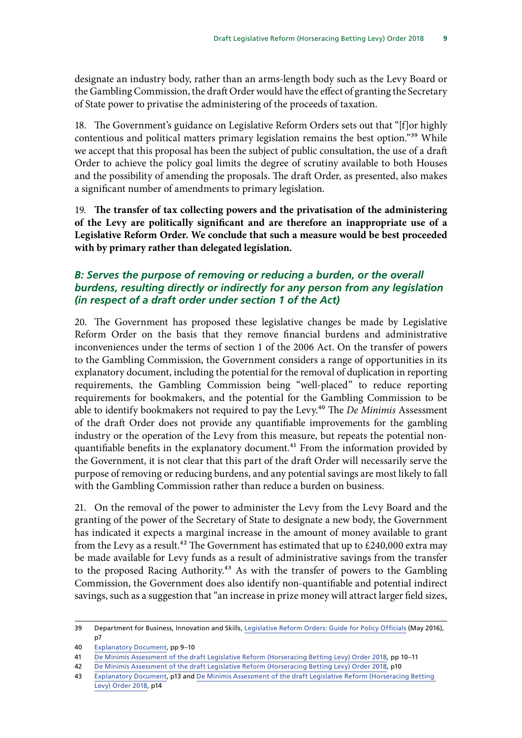designate an industry body, rather than an arms-length body such as the Levy Board or the Gambling Commission, the draft Order would have the effect of granting the Secretary of State power to privatise the administering of the proceeds of taxation.

18. The Government's guidance on Legislative Reform Orders sets out that "[f]or highly contentious and political matters primary legislation remains the best option."[39] While we accept that this proposal has been the subject of public consultation, the use of a draft Order to achieve the policy goal limits the degree of scrutiny available to both Houses and the possibility of amending the proposals. The draft Order, as presented, also makes a significant number of amendments to primary legislation.

19. **The transfer of tax collecting powers and the privatisation of the administering of the Levy are politically significant and are therefore an inappropriate use of a Legislative Reform Order. We conclude that such a measure would be best proceeded with by primary rather than delegated legislation.**

### *B: Serves the purpose of removing or reducing a burden, or the overall burdens, resulting directly or indirectly for any person from any legislation (in respect of a draft order under section 1 of the Act)*

20. The Government has proposed these legislative changes be made by Legislative Reform Order on the basis that they remove financial burdens and administrative inconveniences under the terms of section 1 of the 2006 Act. On the transfer of powers to the Gambling Commission, the Government considers a range of opportunities in its explanatory document, including the potential for the removal of duplication in reporting requirements, the Gambling Commission being "well-placed" to reduce reporting requirements for bookmakers, and the potential for the Gambling Commission to be able to identify bookmakers not required to pay the Levy.[40] The *De Minimis* Assessment of the draft Order does not provide any quantifiable improvements for the gambling industry or the operation of the Levy from this measure, but repeats the potential non-quantifiable benefits in the explanatory document.[41] From the information provided by the Government, it is not clear that this part of the draft Order will necessarily serve the purpose of removing or reducing burdens, and any potential savings are most likely to fall with the Gambling Commission rather than reduce a burden on business.

21. On the removal of the power to administer the Levy from the Levy Board and the granting of the power of the Secretary of State to designate a new body, the Government has indicated it expects a marginal increase in the amount of money available to grant from the Levy as a result.[42] The Government has estimated that up to £240,000 extra may be made available for Levy funds as a result of administrative savings from the transfer to the proposed Racing Authority.[43] As with the transfer of powers to the Gambling Commission, the Government does also identify non-quantifiable and potential indirect savings, such as a suggestion that "an increase in prize money will attract larger field sizes,

---

39 Department for Business, Innovation and Skills, Legislative Reform Orders: Guide for Policy Officials (May 2016), p7

40 Explanatory Document, pp 9–10

41 De Minimis Assessment of the draft Legislative Reform (Horseracing Betting Levy) Order 2018, pp 10–11

42 De Minimis Assessment of the draft Legislative Reform (Horseracing Betting Levy) Order 2018, p10

43 Explanatory Document, p13 and De Minimis Assessment of the draft Legislative Reform (Horseracing Betting Levy) Order 2018, p14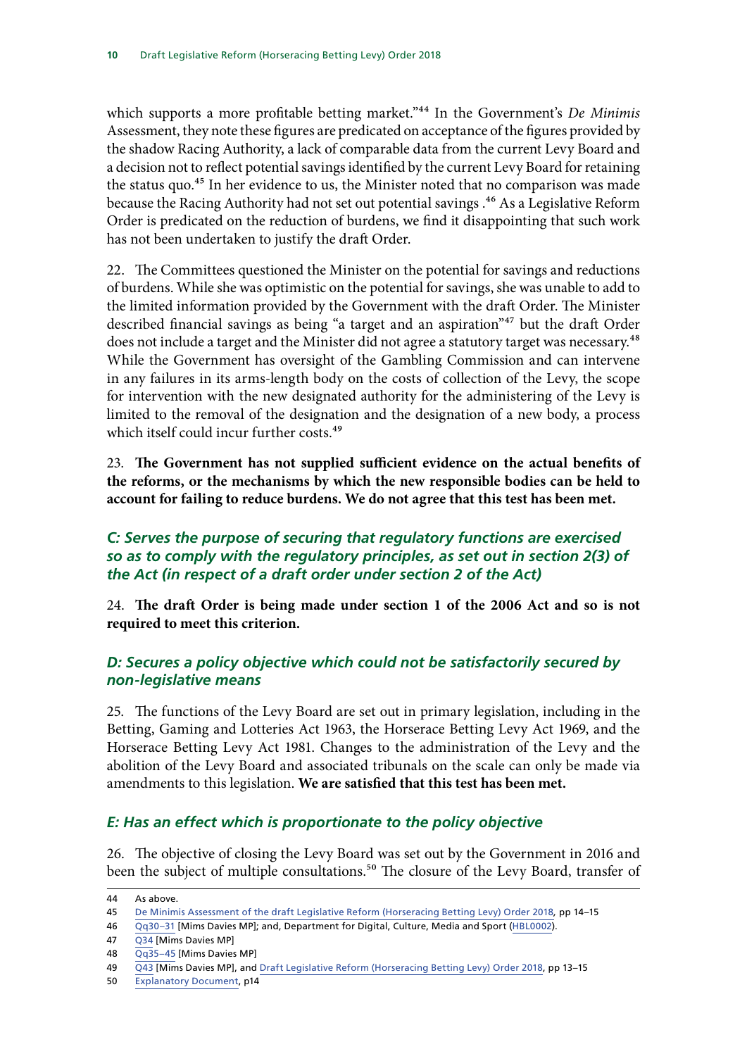which supports a more profitable betting market."[44] In the Government's *De Minimis* Assessment, they note these figures are predicated on acceptance of the figures provided by the shadow Racing Authority, a lack of comparable data from the current Levy Board and a decision not to reflect potential savings identified by the current Levy Board for retaining the status quo.[45] In her evidence to us, the Minister noted that no comparison was made because the Racing Authority had not set out potential savings .[46] As a Legislative Reform Order is predicated on the reduction of burdens, we find it disappointing that such work has not been undertaken to justify the draft Order.

22. The Committees questioned the Minister on the potential for savings and reductions of burdens. While she was optimistic on the potential for savings, she was unable to add to the limited information provided by the Government with the draft Order. The Minister described financial savings as being "a target and an aspiration"[47] but the draft Order does not include a target and the Minister did not agree a statutory target was necessary.[48] While the Government has oversight of the Gambling Commission and can intervene in any failures in its arms-length body on the costs of collection of the Levy, the scope for intervention with the new designated authority for the administering of the Levy is limited to the removal of the designation and the designation of a new body, a process which itself could incur further costs.[49]

23. **The Government has not supplied sufficient evidence on the actual benefits of the reforms, or the mechanisms by which the new responsible bodies can be held to account for failing to reduce burdens. We do not agree that this test has been met.**

### *C: Serves the purpose of securing that regulatory functions are exercised so as to comply with the regulatory principles, as set out in section 2(3) of the Act (in respect of a draft order under section 2 of the Act)*

24. **The draft Order is being made under section 1 of the 2006 Act and so is not required to meet this criterion.**

### *D: Secures a policy objective which could not be satisfactorily secured by non-legislative means*

25. The functions of the Levy Board are set out in primary legislation, including in the Betting, Gaming and Lotteries Act 1963, the Horserace Betting Levy Act 1969, and the Horserace Betting Levy Act 1981. Changes to the administration of the Levy and the abolition of the Levy Board and associated tribunals on the scale can only be made via amendments to this legislation. **We are satisfied that this test has been met.**

### *E: Has an effect which is proportionate to the policy objective*

26. The objective of closing the Levy Board was set out by the Government in 2016 and been the subject of multiple consultations.[50] The closure of the Levy Board, transfer of

---

44 As above.

45 De Minimis Assessment of the draft Legislative Reform (Horseracing Betting Levy) Order 2018, pp 14–15

46 Qq30–31 [Mims Davies MP]; and, Department for Digital, Culture, Media and Sport (HBL0002).

47 Q34 [Mims Davies MP]

48 Qq35–45 [Mims Davies MP]

49 Q43 [Mims Davies MP], and Draft Legislative Reform (Horseracing Betting Levy) Order 2018, pp 13–15

50 Explanatory Document, p14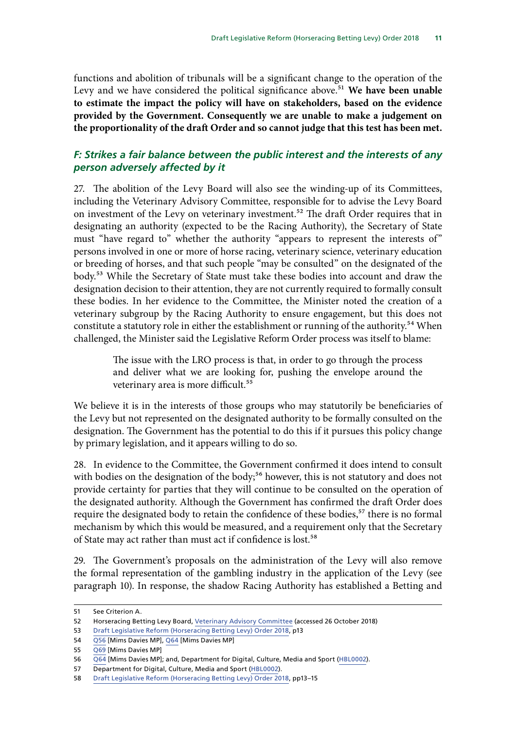functions and abolition of tribunals will be a significant change to the operation of the Levy and we have considered the political significance above.[51] **We have been unable to estimate the impact the policy will have on stakeholders, based on the evidence provided by the Government. Consequently we are unable to make a judgement on the proportionality of the draft Order and so cannot judge that this test has been met.**

### *F: Strikes a fair balance between the public interest and the interests of any person adversely affected by it*

27. The abolition of the Levy Board will also see the winding-up of its Committees, including the Veterinary Advisory Committee, responsible for to advise the Levy Board on investment of the Levy on veterinary investment.[52] The draft Order requires that in designating an authority (expected to be the Racing Authority), the Secretary of State must "have regard to" whether the authority "appears to represent the interests of" persons involved in one or more of horse racing, veterinary science, veterinary education or breeding of horses, and that such people "may be consulted" on the designated of the body.[53] While the Secretary of State must take these bodies into account and draw the designation decision to their attention, they are not currently required to formally consult these bodies. In her evidence to the Committee, the Minister noted the creation of a veterinary subgroup by the Racing Authority to ensure engagement, but this does not constitute a statutory role in either the establishment or running of the authority.[54] When challenged, the Minister said the Legislative Reform Order process was itself to blame:

> The issue with the LRO process is that, in order to go through the process and deliver what we are looking for, pushing the envelope around the veterinary area is more difficult.[55]

We believe it is in the interests of those groups who may statutorily be beneficiaries of the Levy but not represented on the designated authority to be formally consulted on the designation. The Government has the potential to do this if it pursues this policy change by primary legislation, and it appears willing to do so.

28. In evidence to the Committee, the Government confirmed it does intend to consult with bodies on the designation of the body;[56] however, this is not statutory and does not provide certainty for parties that they will continue to be consulted on the operation of the designated authority. Although the Government has confirmed the draft Order does require the designated body to retain the confidence of these bodies,[57] there is no formal mechanism by which this would be measured, and a requirement only that the Secretary of State may act rather than must act if confidence is lost.[58]

29. The Government's proposals on the administration of the Levy will also remove the formal representation of the gambling industry in the application of the Levy (see paragraph 10). In response, the shadow Racing Authority has established a Betting and

---

51 See Criterion A.

52 Horseracing Betting Levy Board, Veterinary Advisory Committee (accessed 26 October 2018)

53 Draft Legislative Reform (Horseracing Betting Levy) Order 2018, p13

54 Q56 [Mims Davies MP], Q64 [Mims Davies MP]

55 Q69 [Mims Davies MP]

56 Q64 [Mims Davies MP]; and, Department for Digital, Culture, Media and Sport (HBL0002).

57 Department for Digital, Culture, Media and Sport (HBL0002).

58 Draft Legislative Reform (Horseracing Betting Levy) Order 2018, pp13–15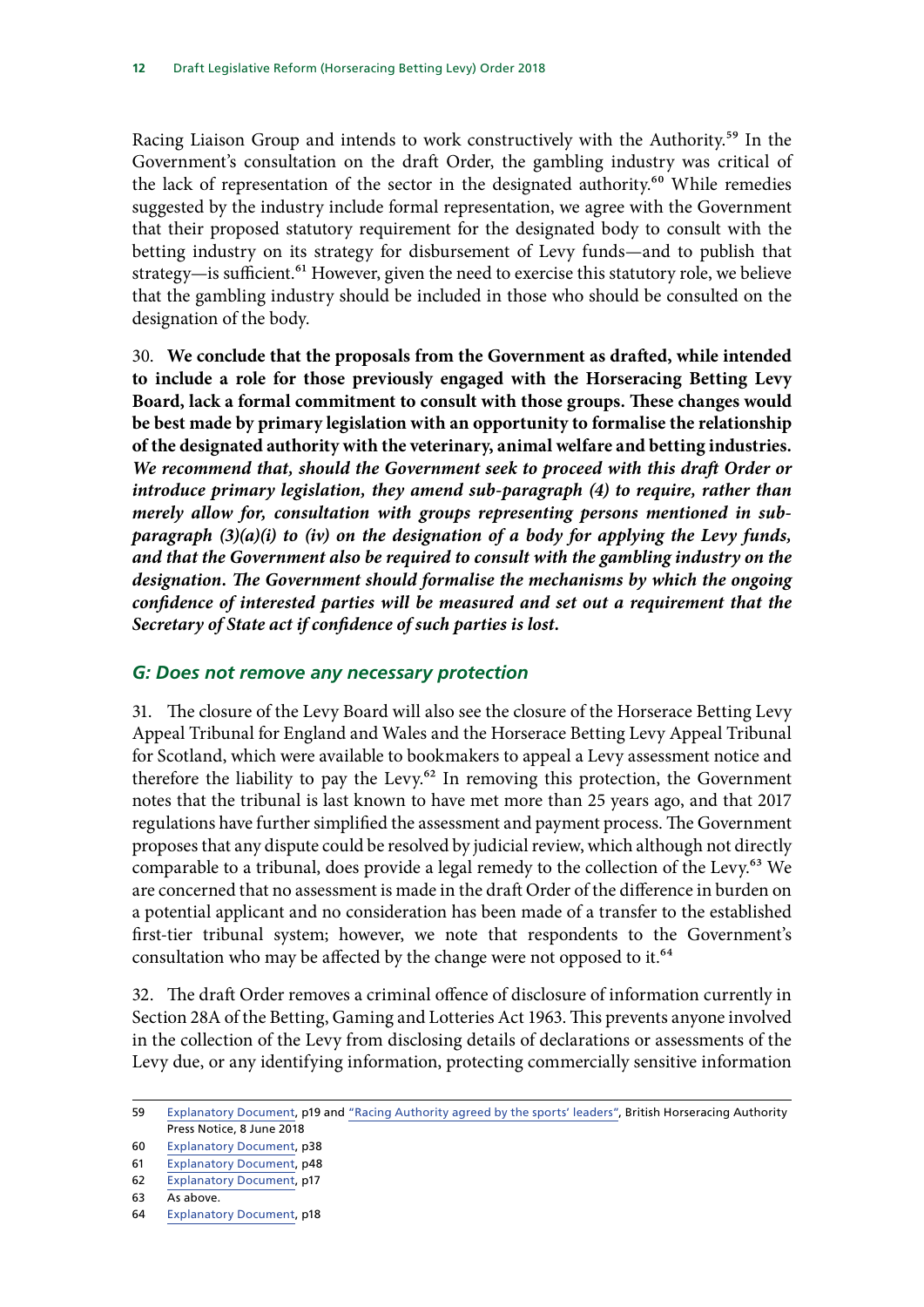Racing Liaison Group and intends to work constructively with the Authority.[59] In the Government's consultation on the draft Order, the gambling industry was critical of the lack of representation of the sector in the designated authority.[60] While remedies suggested by the industry include formal representation, we agree with the Government that their proposed statutory requirement for the designated body to consult with the betting industry on its strategy for disbursement of Levy funds—and to publish that strategy—is sufficient.[61] However, given the need to exercise this statutory role, we believe that the gambling industry should be included in those who should be consulted on the designation of the body.

30. **We conclude that the proposals from the Government as drafted, while intended to include a role for those previously engaged with the Horseracing Betting Levy Board, lack a formal commitment to consult with those groups. These changes would be best made by primary legislation with an opportunity to formalise the relationship of the designated authority with the veterinary, animal welfare and betting industries.** ***We recommend that, should the Government seek to proceed with this draft Order or introduce primary legislation, they amend sub-paragraph (4) to require, rather than merely allow for, consultation with groups representing persons mentioned in sub-paragraph (3)(a)(i) to (iv) on the designation of a body for applying the Levy funds, and that the Government also be required to consult with the gambling industry on the designation. The Government should formalise the mechanisms by which the ongoing confidence of interested parties will be measured and set out a requirement that the Secretary of State act if confidence of such parties is lost.***

## G: Does not remove any necessary protection

31. The closure of the Levy Board will also see the closure of the Horserace Betting Levy Appeal Tribunal for England and Wales and the Horserace Betting Levy Appeal Tribunal for Scotland, which were available to bookmakers to appeal a Levy assessment notice and therefore the liability to pay the Levy.[62] In removing this protection, the Government notes that the tribunal is last known to have met more than 25 years ago, and that 2017 regulations have further simplified the assessment and payment process. The Government proposes that any dispute could be resolved by judicial review, which although not directly comparable to a tribunal, does provide a legal remedy to the collection of the Levy.[63] We are concerned that no assessment is made in the draft Order of the difference in burden on a potential applicant and no consideration has been made of a transfer to the established first-tier tribunal system; however, we note that respondents to the Government's consultation who may be affected by the change were not opposed to it.[64]

32. The draft Order removes a criminal offence of disclosure of information currently in Section 28A of the Betting, Gaming and Lotteries Act 1963. This prevents anyone involved in the collection of the Levy from disclosing details of declarations or assessments of the Levy due, or any identifying information, protecting commercially sensitive information

---

59 Explanatory Document, p19 and "Racing Authority agreed by the sports' leaders", British Horseracing Authority Press Notice, 8 June 2018

60 Explanatory Document, p38

61 Explanatory Document, p48

62 Explanatory Document, p17

63 As above.

64 Explanatory Document, p18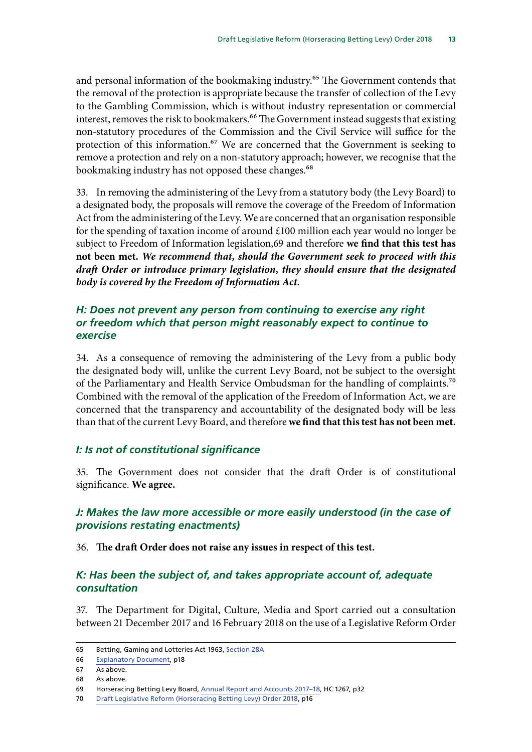and personal information of the bookmaking industry.[65] The Government contends that the removal of the protection is appropriate because the transfer of collection of the Levy to the Gambling Commission, which is without industry representation or commercial interest, removes the risk to bookmakers.[66] The Government instead suggests that existing non-statutory procedures of the Commission and the Civil Service will suffice for the protection of this information.[67] We are concerned that the Government is seeking to remove a protection and rely on a non-statutory approach; however, we recognise that the bookmaking industry has not opposed these changes.[68]

33. In removing the administering of the Levy from a statutory body (the Levy Board) to a designated body, the proposals will remove the coverage of the Freedom of Information Act from the administering of the Levy. We are concerned that an organisation responsible for the spending of taxation income of around £100 million each year would no longer be subject to Freedom of Information legislation,69 and therefore **we find that this test has not been met.** ***We recommend that, should the Government seek to proceed with this draft Order or introduce primary legislation, they should ensure that the designated body is covered by the Freedom of Information Act.***

### *H: Does not prevent any person from continuing to exercise any right or freedom which that person might reasonably expect to continue to exercise*

34. As a consequence of removing the administering of the Levy from a public body the designated body will, unlike the current Levy Board, not be subject to the oversight of the Parliamentary and Health Service Ombudsman for the handling of complaints.[70] Combined with the removal of the application of the Freedom of Information Act, we are concerned that the transparency and accountability of the designated body will be less than that of the current Levy Board, and therefore **we find that this test has not been met.**

### *I: Is not of constitutional significance*

35. The Government does not consider that the draft Order is of constitutional significance. **We agree.**

### *J: Makes the law more accessible or more easily understood (in the case of provisions restating enactments)*

36. **The draft Order does not raise any issues in respect of this test.**

### *K: Has been the subject of, and takes appropriate account of, adequate consultation*

37. The Department for Digital, Culture, Media and Sport carried out a consultation between 21 December 2017 and 16 February 2018 on the use of a Legislative Reform Order

---

65 Betting, Gaming and Lotteries Act 1963, Section 28A

66 Explanatory Document, p18

67 As above.

68 As above.

69 Horseracing Betting Levy Board, Annual Report and Accounts 2017–18, HC 1267, p32

70 Draft Legislative Reform (Horseracing Betting Levy) Order 2018, p16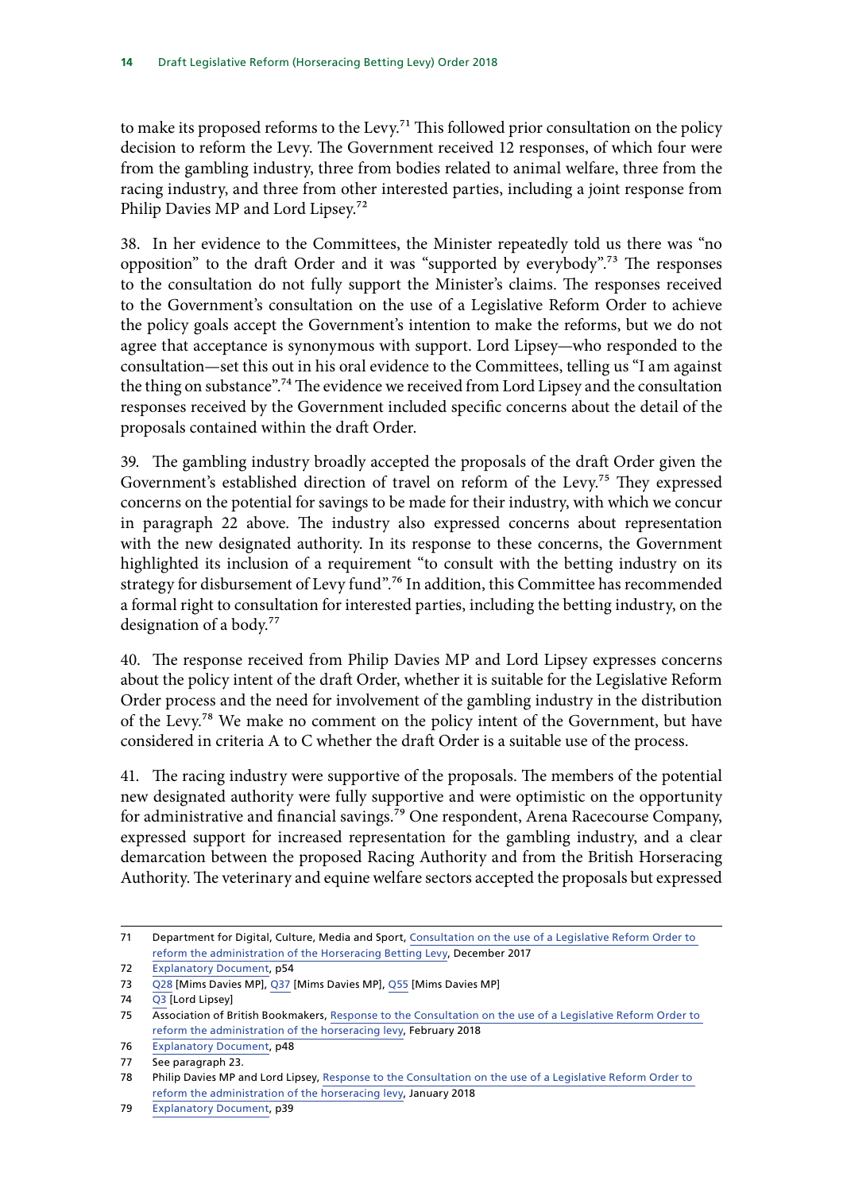to make its proposed reforms to the Levy.[71] This followed prior consultation on the policy decision to reform the Levy. The Government received 12 responses, of which four were from the gambling industry, three from bodies related to animal welfare, three from the racing industry, and three from other interested parties, including a joint response from Philip Davies MP and Lord Lipsey.[72]

38. In her evidence to the Committees, the Minister repeatedly told us there was "no opposition" to the draft Order and it was "supported by everybody".[73] The responses to the consultation do not fully support the Minister's claims. The responses received to the Government's consultation on the use of a Legislative Reform Order to achieve the policy goals accept the Government's intention to make the reforms, but we do not agree that acceptance is synonymous with support. Lord Lipsey—who responded to the consultation—set this out in his oral evidence to the Committees, telling us "I am against the thing on substance".[74] The evidence we received from Lord Lipsey and the consultation responses received by the Government included specific concerns about the detail of the proposals contained within the draft Order.

39. The gambling industry broadly accepted the proposals of the draft Order given the Government's established direction of travel on reform of the Levy.[75] They expressed concerns on the potential for savings to be made for their industry, with which we concur in paragraph 22 above. The industry also expressed concerns about representation with the new designated authority. In its response to these concerns, the Government highlighted its inclusion of a requirement "to consult with the betting industry on its strategy for disbursement of Levy fund".[76] In addition, this Committee has recommended a formal right to consultation for interested parties, including the betting industry, on the designation of a body.[77]

40. The response received from Philip Davies MP and Lord Lipsey expresses concerns about the policy intent of the draft Order, whether it is suitable for the Legislative Reform Order process and the need for involvement of the gambling industry in the distribution of the Levy.[78] We make no comment on the policy intent of the Government, but have considered in criteria A to C whether the draft Order is a suitable use of the process.

41. The racing industry were supportive of the proposals. The members of the potential new designated authority were fully supportive and were optimistic on the opportunity for administrative and financial savings.[79] One respondent, Arena Racecourse Company, expressed support for increased representation for the gambling industry, and a clear demarcation between the proposed Racing Authority and from the British Horseracing Authority. The veterinary and equine welfare sectors accepted the proposals but expressed

---

71 Department for Digital, Culture, Media and Sport, Consultation on the use of a Legislative Reform Order to reform the administration of the Horseracing Betting Levy, December 2017

72 Explanatory Document, p54

73 Q28 [Mims Davies MP], Q37 [Mims Davies MP], Q55 [Mims Davies MP]

74 Q3 [Lord Lipsey]

75 Association of British Bookmakers, Response to the Consultation on the use of a Legislative Reform Order to reform the administration of the horseracing levy, February 2018

76 Explanatory Document, p48

77 See paragraph 23.

78 Philip Davies MP and Lord Lipsey, Response to the Consultation on the use of a Legislative Reform Order to reform the administration of the horseracing levy, January 2018

79 Explanatory Document, p39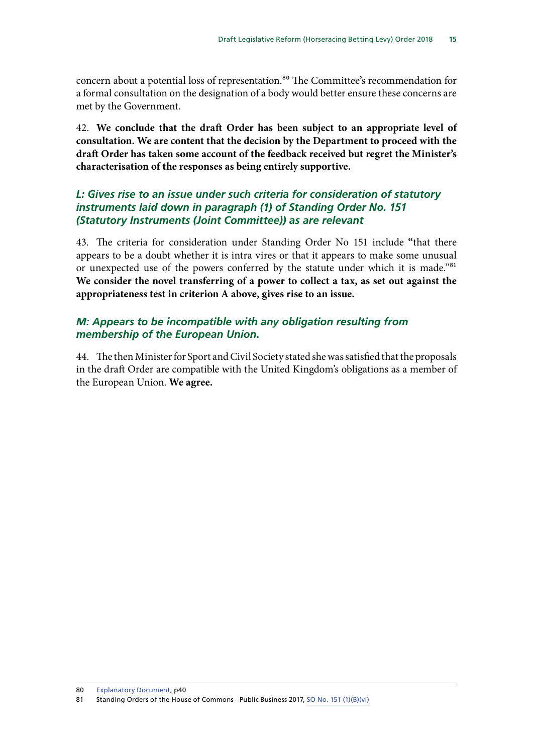concern about a potential loss of representation.[80] The Committee's recommendation for a formal consultation on the designation of a body would better ensure these concerns are met by the Government.

42. **We conclude that the draft Order has been subject to an appropriate level of consultation. We are content that the decision by the Department to proceed with the draft Order has taken some account of the feedback received but regret the Minister's characterisation of the responses as being entirely supportive.**

### *L: Gives rise to an issue under such criteria for consideration of statutory instruments laid down in paragraph (1) of Standing Order No. 151 (Statutory Instruments (Joint Committee)) as are relevant*

43. The criteria for consideration under Standing Order No 151 include "that there appears to be a doubt whether it is intra vires or that it appears to make some unusual or unexpected use of the powers conferred by the statute under which it is made."[81] **We consider the novel transferring of a power to collect a tax, as set out against the appropriateness test in criterion A above, gives rise to an issue.**

### *M: Appears to be incompatible with any obligation resulting from membership of the European Union.*

44. The then Minister for Sport and Civil Society stated she was satisfied that the proposals in the draft Order are compatible with the United Kingdom's obligations as a member of the European Union. **We agree.**

---

80 Explanatory Document, p40

81 Standing Orders of the House of Commons - Public Business 2017, SO No. 151 (1)(B)(vi)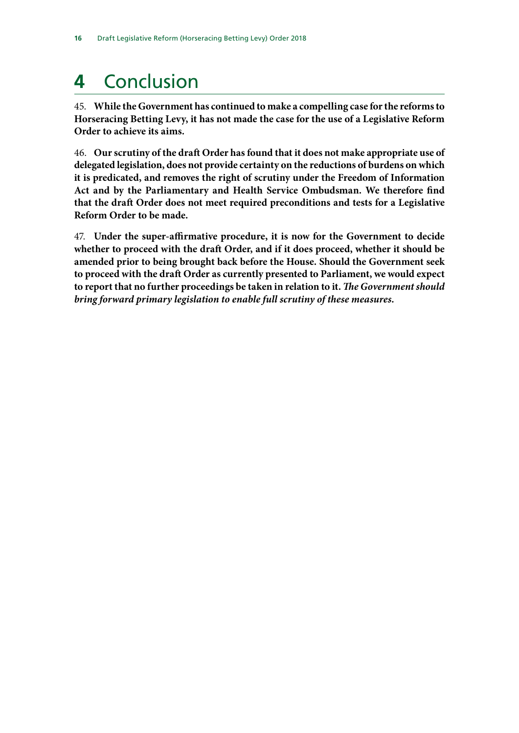# 4 Conclusion

45. **While the Government has continued to make a compelling case for the reforms to Horseracing Betting Levy, it has not made the case for the use of a Legislative Reform Order to achieve its aims.**

46. **Our scrutiny of the draft Order has found that it does not make appropriate use of delegated legislation, does not provide certainty on the reductions of burdens on which it is predicated, and removes the right of scrutiny under the Freedom of Information Act and by the Parliamentary and Health Service Ombudsman. We therefore find that the draft Order does not meet required preconditions and tests for a Legislative Reform Order to be made.**

47. **Under the super-affirmative procedure, it is now for the Government to decide whether to proceed with the draft Order, and if it does proceed, whether it should be amended prior to being brought back before the House. Should the Government seek to proceed with the draft Order as currently presented to Parliament, we would expect to report that no further proceedings be taken in relation to it.** ***The Government should bring forward primary legislation to enable full scrutiny of these measures.***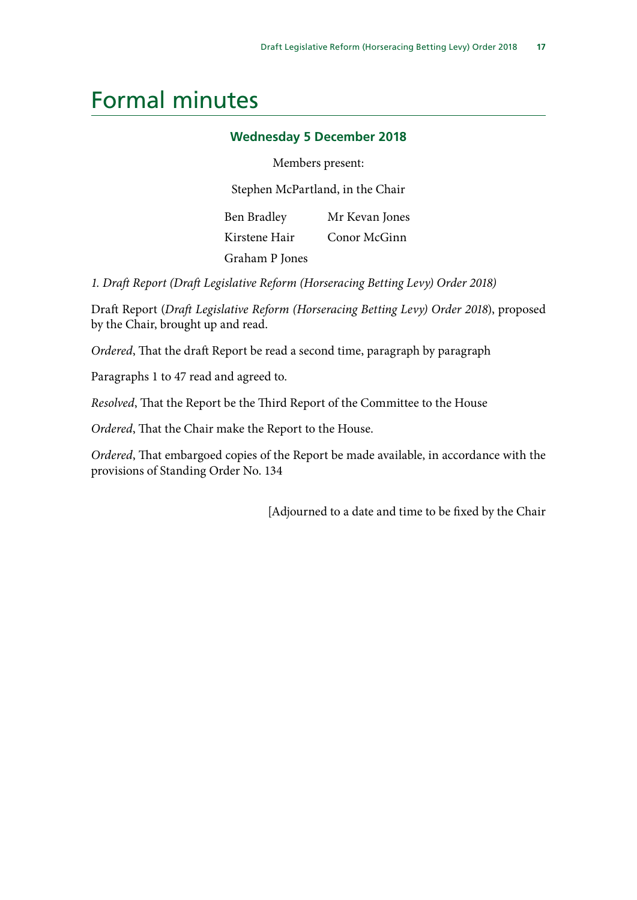# Formal minutes

### Wednesday 5 December 2018

Members present:

Stephen McPartland, in the Chair

Ben Bradley
Kirstene Hair
Graham P Jones
Mr Kevan Jones
Conor McGinn

*1. Draft Report (Draft Legislative Reform (Horseracing Betting Levy) Order 2018)*

Draft Report (*Draft Legislative Reform (Horseracing Betting Levy) Order 2018*), proposed by the Chair, brought up and read.

*Ordered*, That the draft Report be read a second time, paragraph by paragraph

Paragraphs 1 to 47 read and agreed to.

*Resolved*, That the Report be the Third Report of the Committee to the House

*Ordered*, That the Chair make the Report to the House.

*Ordered*, That embargoed copies of the Report be made available, in accordance with the provisions of Standing Order No. 134

[Adjourned to a date and time to be fixed by the Chair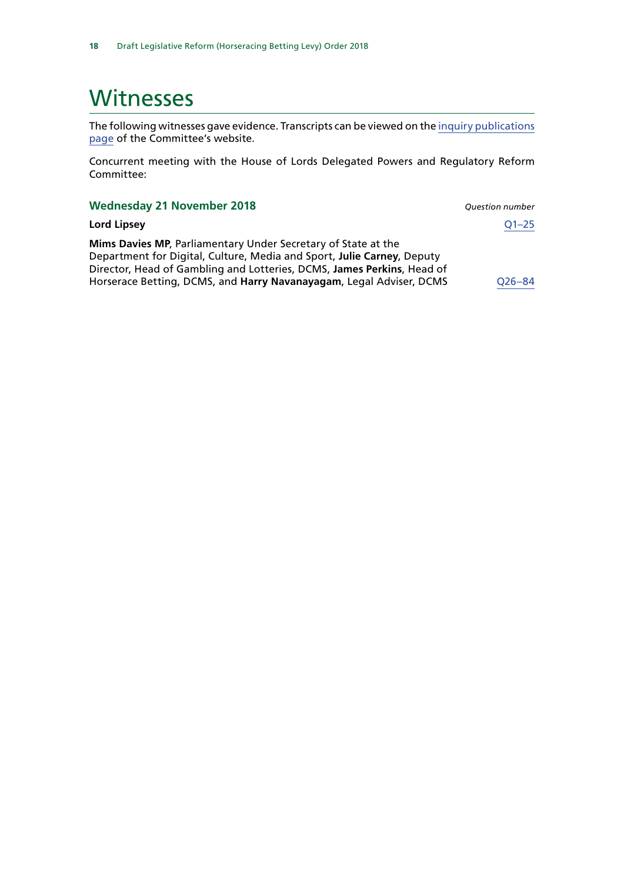# Witnesses

The following witnesses gave evidence. Transcripts can be viewed on the inquiry publications page of the Committee's website.

Concurrent meeting with the House of Lords Delegated Powers and Regulatory Reform Committee:

### Wednesday 21 November 2018

| | *Question number* |
|---|---|
| **Lord Lipsey** | Q1–25 |
| **Mims Davies MP**, Parliamentary Under Secretary of State at the Department for Digital, Culture, Media and Sport, **Julie Carney**, Deputy Director, Head of Gambling and Lotteries, DCMS, **James Perkins**, Head of Horserace Betting, DCMS, and **Harry Navanayagam**, Legal Adviser, DCMS | Q26–84 |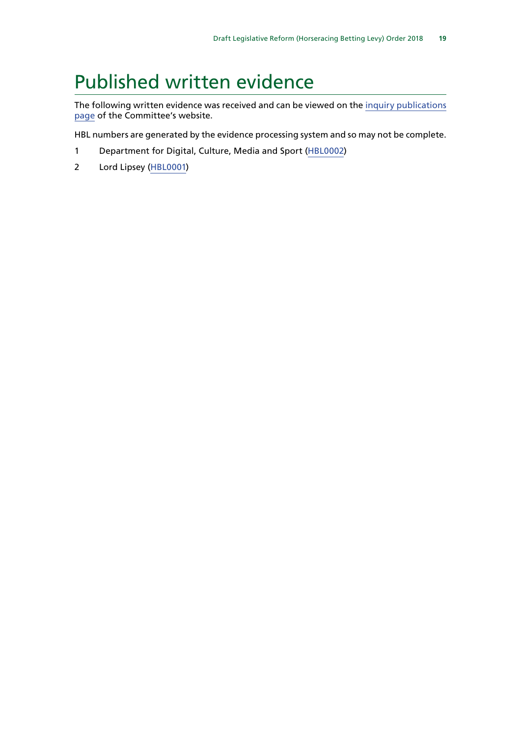# Published written evidence

The following written evidence was received and can be viewed on the inquiry publications page of the Committee's website.

HBL numbers are generated by the evidence processing system and so may not be complete.

1 Department for Digital, Culture, Media and Sport (HBL0002)

2 Lord Lipsey (HBL0001)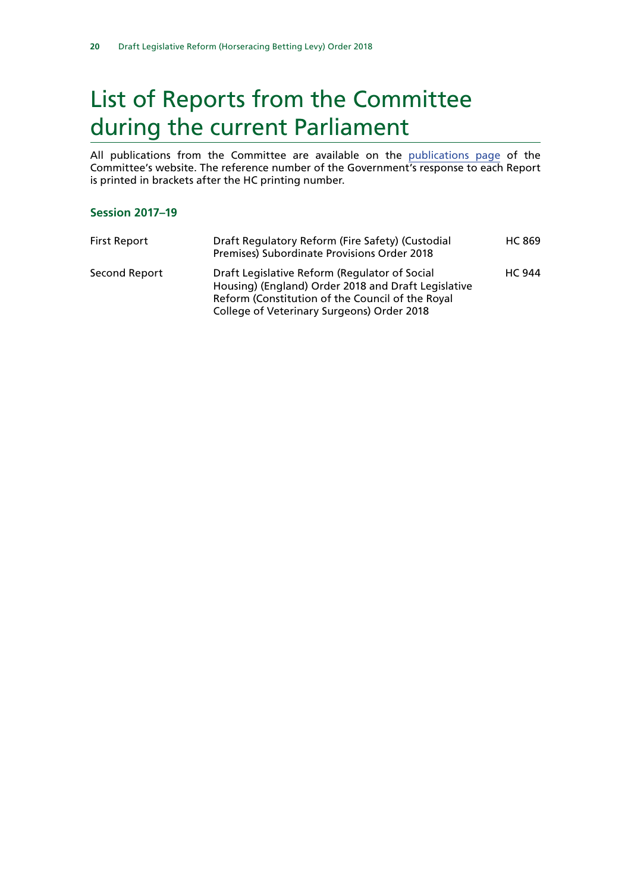# List of Reports from the Committee during the current Parliament

All publications from the Committee are available on the publications page of the Committee's website. The reference number of the Government's response to each Report is printed in brackets after the HC printing number.

### Session 2017–19

| | | |
|---|---|---|
| First Report | Draft Regulatory Reform (Fire Safety) (Custodial Premises) Subordinate Provisions Order 2018 | HC 869 |
| Second Report | Draft Legislative Reform (Regulator of Social Housing) (England) Order 2018 and Draft Legislative Reform (Constitution of the Council of the Royal College of Veterinary Surgeons) Order 2018 | HC 944 |